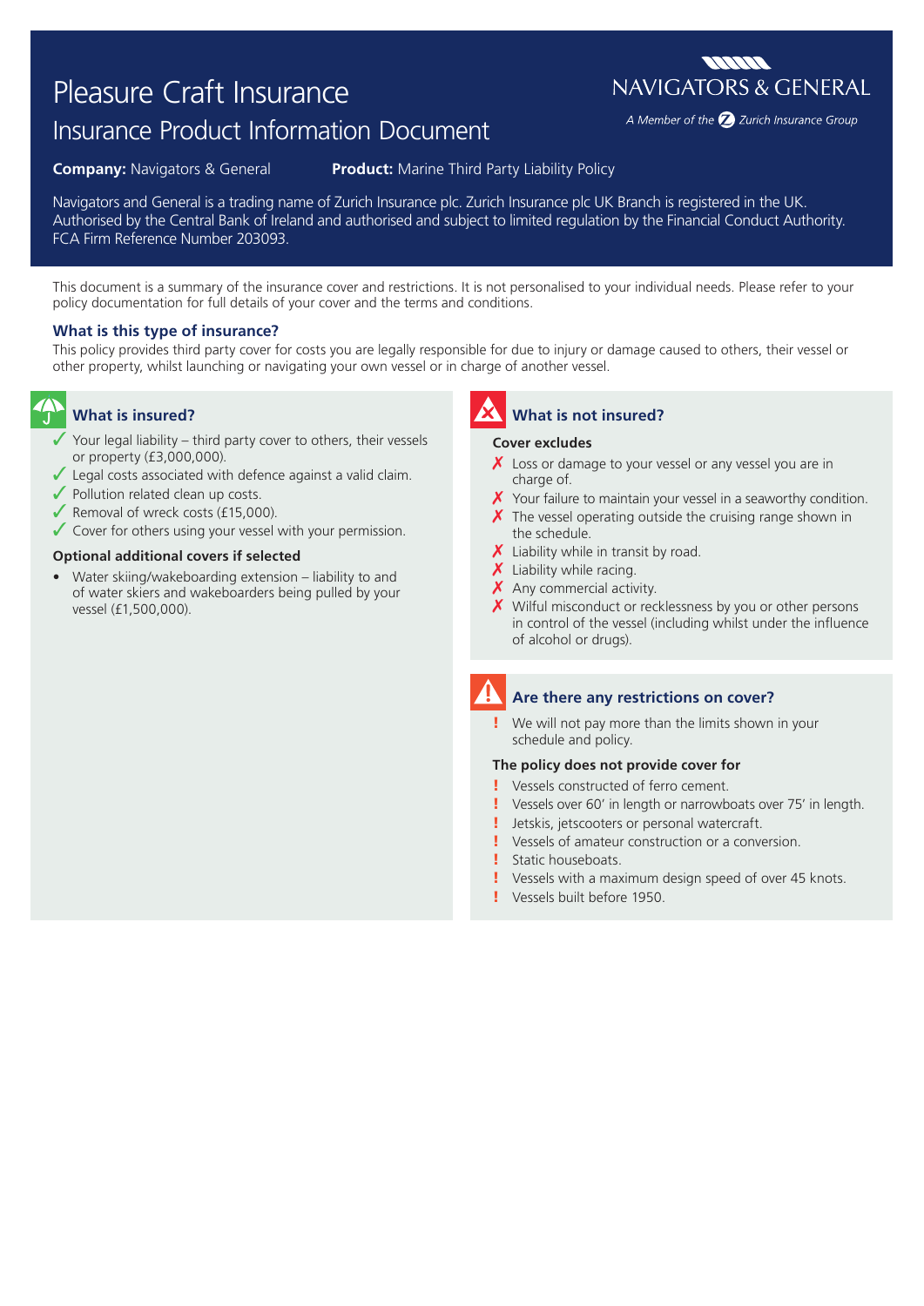# Pleasure Craft Insurance

## Insurance Product Information Document

NAVIGATORS & GENERAL

*A Member of the Zurich Insurance Group*

**Company:** Navigators & General **Product:** Marine Third Party Liability Policy

Navigators and General is a trading name of Zurich Insurance plc. Zurich Insurance plc UK Branch is registered in the UK. Authorised by the Central Bank of Ireland and authorised and subject to limited regulation by the Financial Conduct Authority. FCA Firm Reference Number 203093.

This document is a summary of the insurance cover and restrictions. It is not personalised to your individual needs. Please refer to your policy documentation for full details of your cover and the terms and conditions.

### What is this type of insurance?

This policy provides third party cover for costs you are legally responsible for due to injury or damage caused to others, their vessel or other property, whilst launching or navigating your own vessel or in charge of another vessel.

### What is insured?

- ✓ Your legal liability – third party cover to others, their vessels or property (£3,000,000).
- ✓ Legal costs associated with defence against a valid claim.
- ✓ Pollution related clean up costs.
- ✓ Removal of wreck costs (£15,000).
- ✓ Cover for others using your vessel with your permission.

**Optional additional covers if selected**

- Water skiing/wakeboarding extension – liability to and of water skiers and wakeboarders being pulled by your vessel (£1,500,000).

### What is not insured?

**Cover excludes**

- ✗ Loss or damage to your vessel or any vessel you are in charge of.
- ✗ Your failure to maintain your vessel in a seaworthy condition.
- ✗ The vessel operating outside the cruising range shown in the schedule.
- ✗ Liability while in transit by road.
- ✗ Liability while racing.
- ✗ Any commercial activity.
- ✗ Wilful misconduct or recklessness by you or other persons in control of the vessel (including whilst under the influence of alcohol or drugs).

### Are there any restrictions on cover?

- ! We will not pay more than the limits shown in your schedule and policy.

**The policy does not provide cover for**

- ! Vessels constructed of ferro cement.
- ! Vessels over 60' in length or narrowboats over 75' in length.
- ! Jetskis, jetscooters or personal watercraft.
- ! Vessels of amateur construction or a conversion.
- ! Static houseboats.
- ! Vessels with a maximum design speed of over 45 knots.
- ! Vessels built before 1950.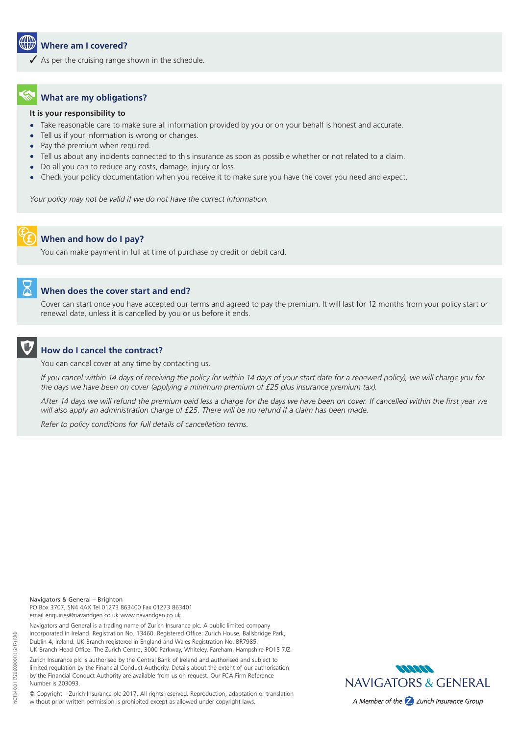## Where am I covered?

✓ As per the cruising range shown in the schedule.

## What are my obligations?

**It is your responsibility to**

- Take reasonable care to make sure all information provided by you or on your behalf is honest and accurate.
- Tell us if your information is wrong or changes.
- Pay the premium when required.
- Tell us about any incidents connected to this insurance as soon as possible whether or not related to a claim.
- Do all you can to reduce any costs, damage, injury or loss.
- Check your policy documentation when you receive it to make sure you have the cover you need and expect.

*Your policy may not be valid if we do not have the correct information.*

## When and how do I pay?

You can make payment in full at time of purchase by credit or debit card.

## When does the cover start and end?

Cover can start once you have accepted our terms and agreed to pay the premium. It will last for 12 months from your policy start or renewal date, unless it is cancelled by you or us before it ends.

## How do I cancel the contract?

You can cancel cover at any time by contacting us.

*If you cancel within 14 days of receiving the policy (or within 14 days of your start date for a renewed policy), we will charge you for the days we have been on cover (applying a minimum premium of £25 plus insurance premium tax).*

*After 14 days we will refund the premium paid less a charge for the days we have been on cover. If cancelled within the first year we will also apply an administration charge of £25. There will be no refund if a claim has been made.*

*Refer to policy conditions for full details of cancellation terms.*

Navigators & General – Brighton
PO Box 3707, SN4 4AX Tel 01273 863400 Fax 01273 863401
email enquiries@navandgen.co.uk www.navandgen.co.uk

Navigators and General is a trading name of Zurich Insurance plc. A public limited company incorporated in Ireland. Registration No. 13460. Registered Office: Zurich House, Ballsbridge Park, Dublin 4, Ireland. UK Branch registered in England and Wales Registration No. BR7985. UK Branch Head Office: The Zurich Centre, 3000 Parkway, Whiteley, Fareham, Hampshire PO15 7JZ.

Zurich Insurance plc is authorised by the Central Bank of Ireland and authorised and subject to limited regulation by the Financial Conduct Authority. Details about the extent of our authorisation by the Financial Conduct Authority are available from us on request. Our FCA Firm Reference Number is 203093.

© Copyright – Zurich Insurance plc 2017. All rights reserved. Reproduction, adaptation or translation without prior written permission is prohibited except as allowed under copyright laws.

NG1040.01 (720609001) (12/17) RRD

NAVIGATORS & GENERAL

*A Member of the Zurich Insurance Group*